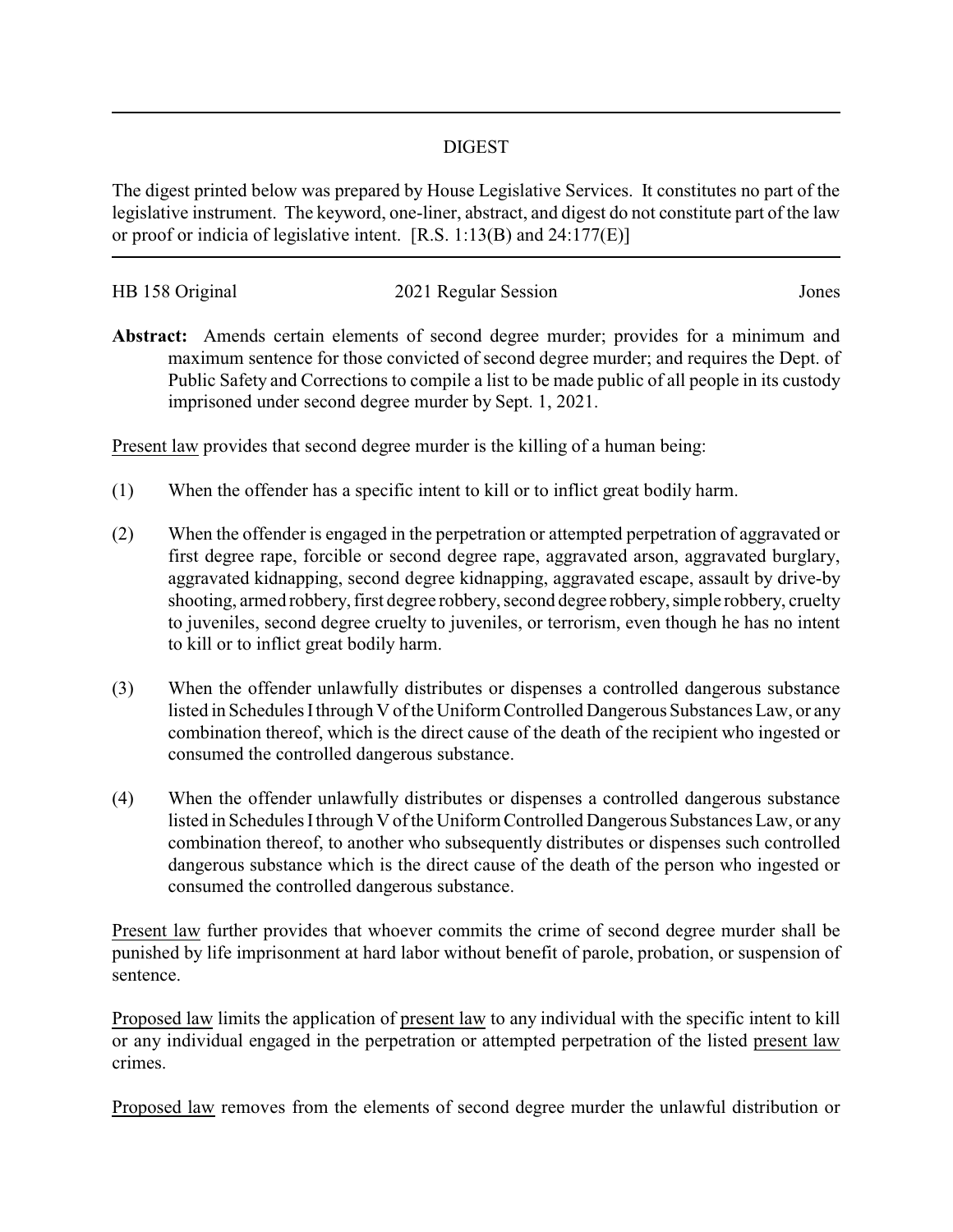## DIGEST

The digest printed below was prepared by House Legislative Services. It constitutes no part of the legislative instrument. The keyword, one-liner, abstract, and digest do not constitute part of the law or proof or indicia of legislative intent. [R.S. 1:13(B) and 24:177(E)]

---

HB 158 Original — 2021 Regular Session — Jones

**Abstract:** Amends certain elements of second degree murder; provides for a minimum and maximum sentence for those convicted of second degree murder; and requires the Dept. of Public Safety and Corrections to compile a list to be made public of all people in its custody imprisoned under second degree murder by Sept. 1, 2021.

Present law provides that second degree murder is the killing of a human being:

(1) When the offender has a specific intent to kill or to inflict great bodily harm.

(2) When the offender is engaged in the perpetration or attempted perpetration of aggravated or first degree rape, forcible or second degree rape, aggravated arson, aggravated burglary, aggravated kidnapping, second degree kidnapping, aggravated escape, assault by drive-by shooting, armed robbery, first degree robbery, second degree robbery, simple robbery, cruelty to juveniles, second degree cruelty to juveniles, or terrorism, even though he has no intent to kill or to inflict great bodily harm.

(3) When the offender unlawfully distributes or dispenses a controlled dangerous substance listed in Schedules I through V of the Uniform Controlled Dangerous Substances Law, or any combination thereof, which is the direct cause of the death of the recipient who ingested or consumed the controlled dangerous substance.

(4) When the offender unlawfully distributes or dispenses a controlled dangerous substance listed in Schedules I through V of the Uniform Controlled Dangerous Substances Law, or any combination thereof, to another who subsequently distributes or dispenses such controlled dangerous substance which is the direct cause of the death of the person who ingested or consumed the controlled dangerous substance.

Present law further provides that whoever commits the crime of second degree murder shall be punished by life imprisonment at hard labor without benefit of parole, probation, or suspension of sentence.

Proposed law limits the application of present law to any individual with the specific intent to kill or any individual engaged in the perpetration or attempted perpetration of the listed present law crimes.

Proposed law removes from the elements of second degree murder the unlawful distribution or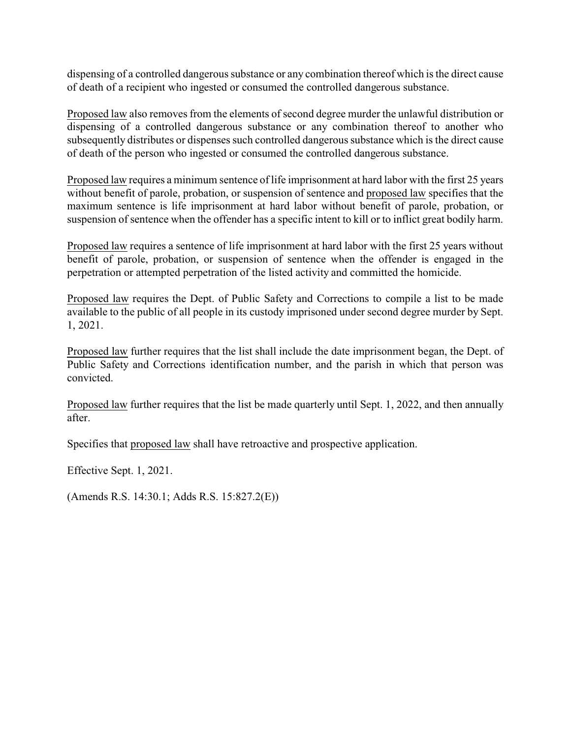dispensing of a controlled dangerous substance or any combination thereof which is the direct cause of death of a recipient who ingested or consumed the controlled dangerous substance.

Proposed law also removes from the elements of second degree murder the unlawful distribution or dispensing of a controlled dangerous substance or any combination thereof to another who subsequently distributes or dispenses such controlled dangerous substance which is the direct cause of death of the person who ingested or consumed the controlled dangerous substance.

Proposed law requires a minimum sentence of life imprisonment at hard labor with the first 25 years without benefit of parole, probation, or suspension of sentence and proposed law specifies that the maximum sentence is life imprisonment at hard labor without benefit of parole, probation, or suspension of sentence when the offender has a specific intent to kill or to inflict great bodily harm.

Proposed law requires a sentence of life imprisonment at hard labor with the first 25 years without benefit of parole, probation, or suspension of sentence when the offender is engaged in the perpetration or attempted perpetration of the listed activity and committed the homicide.

Proposed law requires the Dept. of Public Safety and Corrections to compile a list to be made available to the public of all people in its custody imprisoned under second degree murder by Sept. 1, 2021.

Proposed law further requires that the list shall include the date imprisonment began, the Dept. of Public Safety and Corrections identification number, and the parish in which that person was convicted.

Proposed law further requires that the list be made quarterly until Sept. 1, 2022, and then annually after.

Specifies that proposed law shall have retroactive and prospective application.

Effective Sept. 1, 2021.

(Amends R.S. 14:30.1; Adds R.S. 15:827.2(E))